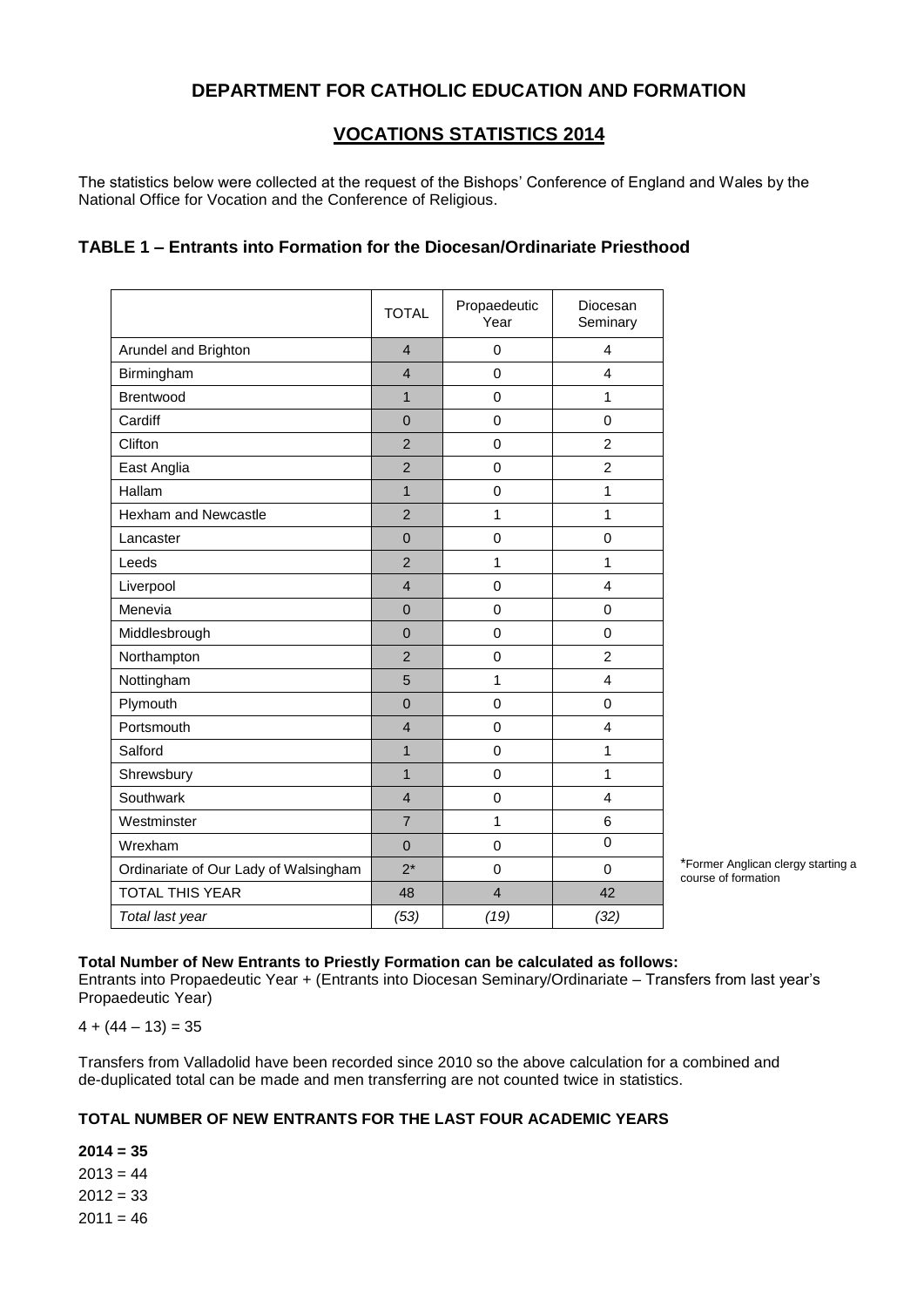## DEPARTMENT FOR CATHOLIC EDUCATION AND FORMATION

## VOCATIONS STATISTICS 2014

The statistics below were collected at the request of the Bishops' Conference of England and Wales by the National Office for Vocation and the Conference of Religious.

### TABLE 1 – Entrants into Formation for the Diocesan/Ordinariate Priesthood

| | TOTAL | Propaedeutic Year | Diocesan Seminary |
|---|---|---|---|
| Arundel and Brighton | 4 | 0 | 4 |
| Birmingham | 4 | 0 | 4 |
| Brentwood | 1 | 0 | 1 |
| Cardiff | 0 | 0 | 0 |
| Clifton | 2 | 0 | 2 |
| East Anglia | 2 | 0 | 2 |
| Hallam | 1 | 0 | 1 |
| Hexham and Newcastle | 2 | 1 | 1 |
| Lancaster | 0 | 0 | 0 |
| Leeds | 2 | 1 | 1 |
| Liverpool | 4 | 0 | 4 |
| Menevia | 0 | 0 | 0 |
| Middlesbrough | 0 | 0 | 0 |
| Northampton | 2 | 0 | 2 |
| Nottingham | 5 | 1 | 4 |
| Plymouth | 0 | 0 | 0 |
| Portsmouth | 4 | 0 | 4 |
| Salford | 1 | 0 | 1 |
| Shrewsbury | 1 | 0 | 1 |
| Southwark | 4 | 0 | 4 |
| Westminster | 7 | 1 | 6 |
| Wrexham | 0 | 0 | 0 |
| Ordinariate of Our Lady of Walsingham | 2* | 0 | 0 |
| TOTAL THIS YEAR | 48 | 4 | 42 |
| *Total last year* | *(53)* | *(19)* | *(32)* |

*Former Anglican clergy starting a course of formation

**Total Number of New Entrants to Priestly Formation can be calculated as follows:**
Entrants into Propaedeutic Year + (Entrants into Diocesan Seminary/Ordinariate – Transfers from last year's Propaedeutic Year)

4 + (44 – 13) = 35

Transfers from Valladolid have been recorded since 2010 so the above calculation for a combined and de-duplicated total can be made and men transferring are not counted twice in statistics.

**TOTAL NUMBER OF NEW ENTRANTS FOR THE LAST FOUR ACADEMIC YEARS**

**2014 = 35**
2013 = 44
2012 = 33
2011 = 46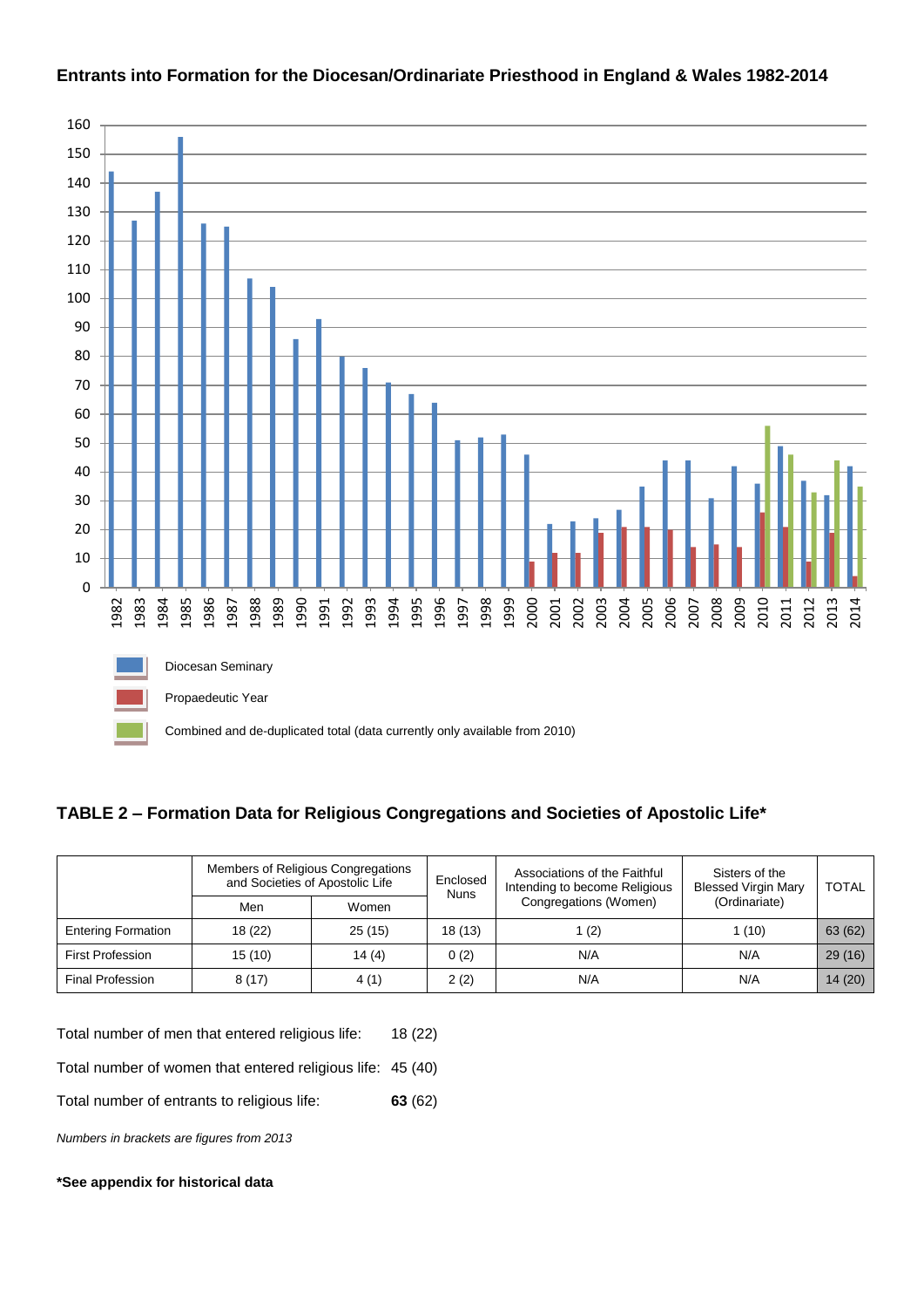## Entrants into Formation for the Diocesan/Ordinariate Priesthood in England & Wales 1982-2014

Diocesan Seminary

Propaedeutic Year

Combined and de-duplicated total (data currently only available from 2010)

## TABLE 2 – Formation Data for Religious Congregations and Societies of Apostolic Life*

| | Members of Religious Congregations and Societies of Apostolic Life | | Enclosed Nuns | Associations of the Faithful Intending to become Religious Congregations (Women) | Sisters of the Blessed Virgin Mary (Ordinariate) | TOTAL |
|---|---|---|---|---|---|---|
| | Men | Women | | | | |
| Entering Formation | 18 (22) | 25 (15) | 18 (13) | 1 (2) | 1 (10) | 63 (62) |
| First Profession | 15 (10) | 14 (4) | 0 (2) | N/A | N/A | 29 (16) |
| Final Profession | 8 (17) | 4 (1) | 2 (2) | N/A | N/A | 14 (20) |

Total number of men that entered religious life: 18 (22)

Total number of women that entered religious life: 45 (40)

Total number of entrants to religious life: **63** (62)

*Numbers in brackets are figures from 2013*

**\*See appendix for historical data**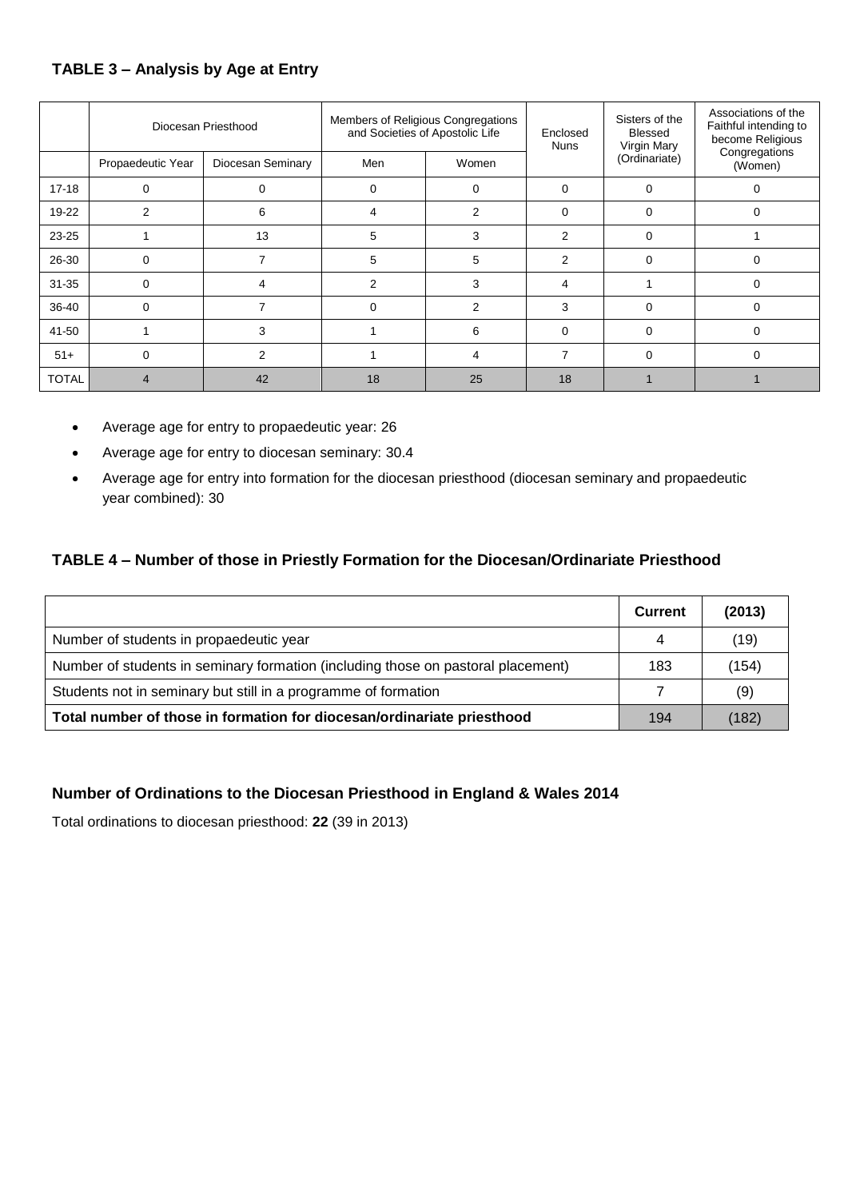### TABLE 3 – Analysis by Age at Entry

| | Diocesan Priesthood | | Members of Religious Congregations and Societies of Apostolic Life | | Enclosed Nuns | Sisters of the Blessed Virgin Mary (Ordinariate) | Associations of the Faithful intending to become Religious Congregations (Women) |
|---|---|---|---|---|---|---|---|
| | Propaedeutic Year | Diocesan Seminary | Men | Women | | | |
| 17-18 | 0 | 0 | 0 | 0 | 0 | 0 | 0 |
| 19-22 | 2 | 6 | 4 | 2 | 0 | 0 | 0 |
| 23-25 | 1 | 13 | 5 | 3 | 2 | 0 | 1 |
| 26-30 | 0 | 7 | 5 | 5 | 2 | 0 | 0 |
| 31-35 | 0 | 4 | 2 | 3 | 4 | 1 | 0 |
| 36-40 | 0 | 7 | 0 | 2 | 3 | 0 | 0 |
| 41-50 | 1 | 3 | 1 | 6 | 0 | 0 | 0 |
| 51+ | 0 | 2 | 1 | 4 | 7 | 0 | 0 |
| TOTAL | 4 | 42 | 18 | 25 | 18 | 1 | 1 |

- Average age for entry to propaedeutic year: 26
- Average age for entry to diocesan seminary: 30.4
- Average age for entry into formation for the diocesan priesthood (diocesan seminary and propaedeutic year combined): 30

### TABLE 4 – Number of those in Priestly Formation for the Diocesan/Ordinariate Priesthood

| | **Current** | **(2013)** |
|---|---|---|
| Number of students in propaedeutic year | 4 | (19) |
| Number of students in seminary formation (including those on pastoral placement) | 183 | (154) |
| Students not in seminary but still in a programme of formation | 7 | (9) |
| **Total number of those in formation for diocesan/ordinariate priesthood** | 194 | (182) |

### Number of Ordinations to the Diocesan Priesthood in England & Wales 2014

Total ordinations to diocesan priesthood: **22** (39 in 2013)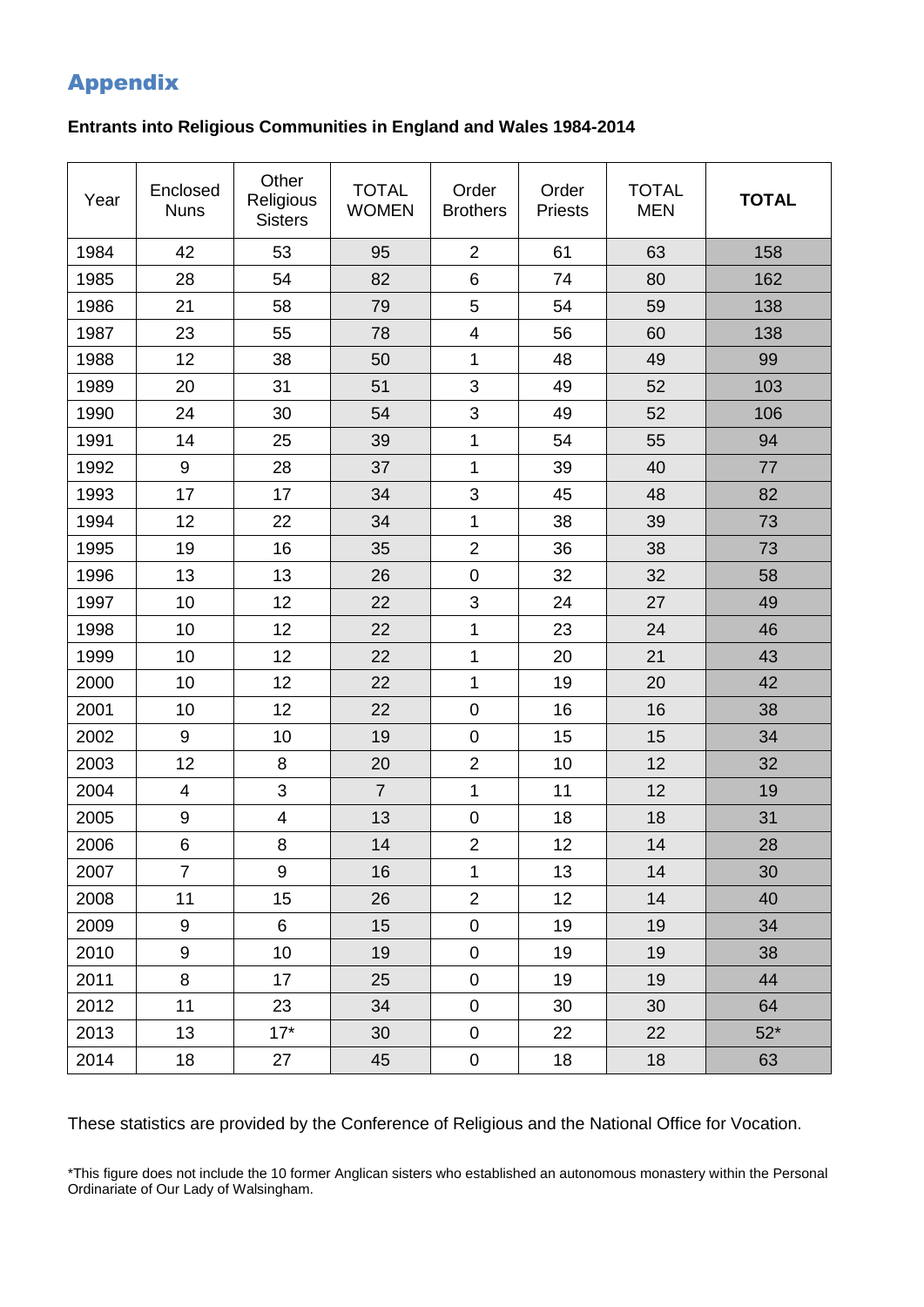## Appendix

**Entrants into Religious Communities in England and Wales 1984-2014**

| Year | Enclosed Nuns | Other Religious Sisters | TOTAL WOMEN | Order Brothers | Order Priests | TOTAL MEN | **TOTAL** |
|---|---|---|---|---|---|---|---|
| 1984 | 42 | 53 | 95 | 2 | 61 | 63 | 158 |
| 1985 | 28 | 54 | 82 | 6 | 74 | 80 | 162 |
| 1986 | 21 | 58 | 79 | 5 | 54 | 59 | 138 |
| 1987 | 23 | 55 | 78 | 4 | 56 | 60 | 138 |
| 1988 | 12 | 38 | 50 | 1 | 48 | 49 | 99 |
| 1989 | 20 | 31 | 51 | 3 | 49 | 52 | 103 |
| 1990 | 24 | 30 | 54 | 3 | 49 | 52 | 106 |
| 1991 | 14 | 25 | 39 | 1 | 54 | 55 | 94 |
| 1992 | 9 | 28 | 37 | 1 | 39 | 40 | 77 |
| 1993 | 17 | 17 | 34 | 3 | 45 | 48 | 82 |
| 1994 | 12 | 22 | 34 | 1 | 38 | 39 | 73 |
| 1995 | 19 | 16 | 35 | 2 | 36 | 38 | 73 |
| 1996 | 13 | 13 | 26 | 0 | 32 | 32 | 58 |
| 1997 | 10 | 12 | 22 | 3 | 24 | 27 | 49 |
| 1998 | 10 | 12 | 22 | 1 | 23 | 24 | 46 |
| 1999 | 10 | 12 | 22 | 1 | 20 | 21 | 43 |
| 2000 | 10 | 12 | 22 | 1 | 19 | 20 | 42 |
| 2001 | 10 | 12 | 22 | 0 | 16 | 16 | 38 |
| 2002 | 9 | 10 | 19 | 0 | 15 | 15 | 34 |
| 2003 | 12 | 8 | 20 | 2 | 10 | 12 | 32 |
| 2004 | 4 | 3 | 7 | 1 | 11 | 12 | 19 |
| 2005 | 9 | 4 | 13 | 0 | 18 | 18 | 31 |
| 2006 | 6 | 8 | 14 | 2 | 12 | 14 | 28 |
| 2007 | 7 | 9 | 16 | 1 | 13 | 14 | 30 |
| 2008 | 11 | 15 | 26 | 2 | 12 | 14 | 40 |
| 2009 | 9 | 6 | 15 | 0 | 19 | 19 | 34 |
| 2010 | 9 | 10 | 19 | 0 | 19 | 19 | 38 |
| 2011 | 8 | 17 | 25 | 0 | 19 | 19 | 44 |
| 2012 | 11 | 23 | 34 | 0 | 30 | 30 | 64 |
| 2013 | 13 | 17* | 30 | 0 | 22 | 22 | 52* |
| 2014 | 18 | 27 | 45 | 0 | 18 | 18 | 63 |

These statistics are provided by the Conference of Religious and the National Office for Vocation.

*This figure does not include the 10 former Anglican sisters who established an autonomous monastery within the Personal Ordinariate of Our Lady of Walsingham.